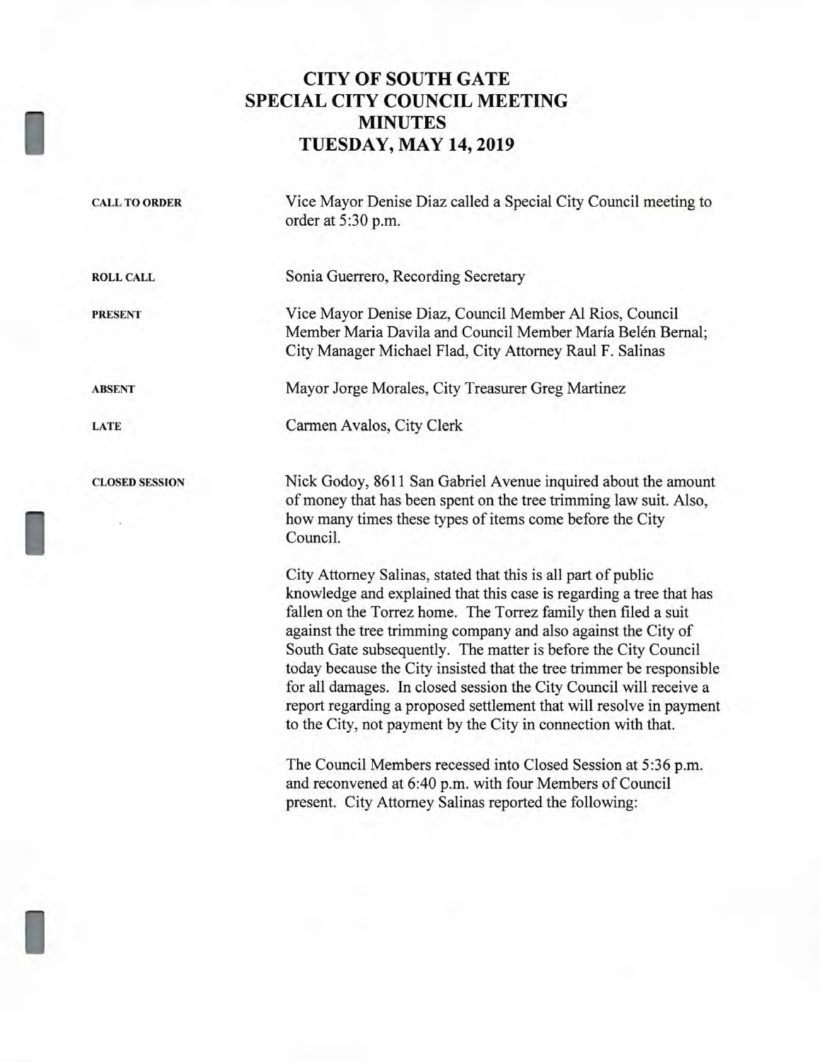# CITY OF SOUTH GATE
# SPECIAL CITY COUNCIL MEETING
# MINUTES
# TUESDAY, MAY 14, 2019

**CALL TO ORDER**

Vice Mayor Denise Diaz called a Special City Council meeting to order at 5:30 p.m.

**ROLL CALL**

Sonia Guerrero, Recording Secretary

**PRESENT**

Vice Mayor Denise Diaz, Council Member Al Rios, Council Member Maria Davila and Council Member María Belén Bernal; City Manager Michael Flad, City Attorney Raul F. Salinas

**ABSENT**

Mayor Jorge Morales, City Treasurer Greg Martinez

**LATE**

Carmen Avalos, City Clerk

**CLOSED SESSION**

Nick Godoy, 8611 San Gabriel Avenue inquired about the amount of money that has been spent on the tree trimming law suit. Also, how many times these types of items come before the City Council.

City Attorney Salinas, stated that this is all part of public knowledge and explained that this case is regarding a tree that has fallen on the Torrez home. The Torrez family then filed a suit against the tree trimming company and also against the City of South Gate subsequently. The matter is before the City Council today because the City insisted that the tree trimmer be responsible for all damages. In closed session the City Council will receive a report regarding a proposed settlement that will resolve in payment to the City, not payment by the City in connection with that.

The Council Members recessed into Closed Session at 5:36 p.m. and reconvened at 6:40 p.m. with four Members of Council present. City Attorney Salinas reported the following: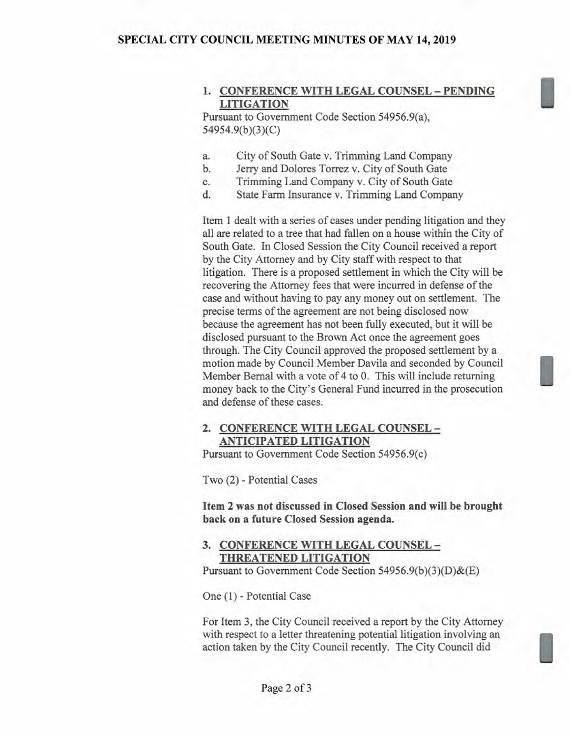1. **CONFERENCE WITH LEGAL COUNSEL – PENDING LITIGATION**
Pursuant to Government Code Section 54956.9(a), 54954.9(b)(3)(C)

a. City of South Gate v. Trimming Land Company
b. Jerry and Dolores Torrez v. City of South Gate
c. Trimming Land Company v. City of South Gate
d. State Farm Insurance v. Trimming Land Company

Item 1 dealt with a series of cases under pending litigation and they all are related to a tree that had fallen on a house within the City of South Gate. In Closed Session the City Council received a report by the City Attorney and by City staff with respect to that litigation. There is a proposed settlement in which the City will be recovering the Attorney fees that were incurred in defense of the case and without having to pay any money out on settlement. The precise terms of the agreement are not being disclosed now because the agreement has not been fully executed, but it will be disclosed pursuant to the Brown Act once the agreement goes through. The City Council approved the proposed settlement by a motion made by Council Member Davila and seconded by Council Member Bernal with a vote of 4 to 0. This will include returning money back to the City's General Fund incurred in the prosecution and defense of these cases.

2. **CONFERENCE WITH LEGAL COUNSEL – ANTICIPATED LITIGATION**
Pursuant to Government Code Section 54956.9(c)

Two (2) - Potential Cases

**Item 2 was not discussed in Closed Session and will be brought back on a future Closed Session agenda.**

3. **CONFERENCE WITH LEGAL COUNSEL – THREATENED LITIGATION**
Pursuant to Government Code Section 54956.9(b)(3)(D)&(E)

One (1) - Potential Case

For Item 3, the City Council received a report by the City Attorney with respect to a letter threatening potential litigation involving an action taken by the City Council recently. The City Council did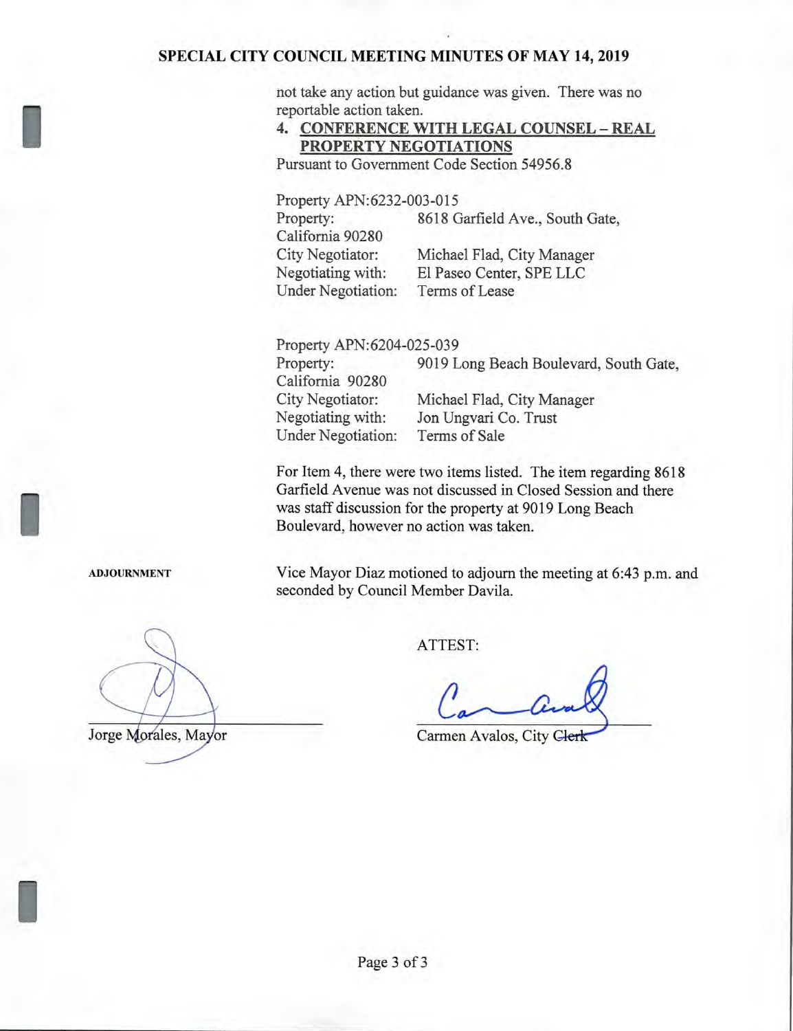not take any action but guidance was given. There was no reportable action taken.

**4. CONFERENCE WITH LEGAL COUNSEL – REAL PROPERTY NEGOTIATIONS**

Pursuant to Government Code Section 54956.8

Property APN:6232-003-015
Property: 8618 Garfield Ave., South Gate, California 90280
City Negotiator: Michael Flad, City Manager
Negotiating with: El Paseo Center, SPE LLC
Under Negotiation: Terms of Lease

Property APN:6204-025-039
Property: 9019 Long Beach Boulevard, South Gate, California 90280
City Negotiator: Michael Flad, City Manager
Negotiating with: Jon Ungvari Co. Trust
Under Negotiation: Terms of Sale

For Item 4, there were two items listed. The item regarding 8618 Garfield Avenue was not discussed in Closed Session and there was staff discussion for the property at 9019 Long Beach Boulevard, however no action was taken.

**ADJOURNMENT**

Vice Mayor Diaz motioned to adjourn the meeting at 6:43 p.m. and seconded by Council Member Davila.

Jorge Morales, Mayor

ATTEST:

Carmen Avalos, City Clerk